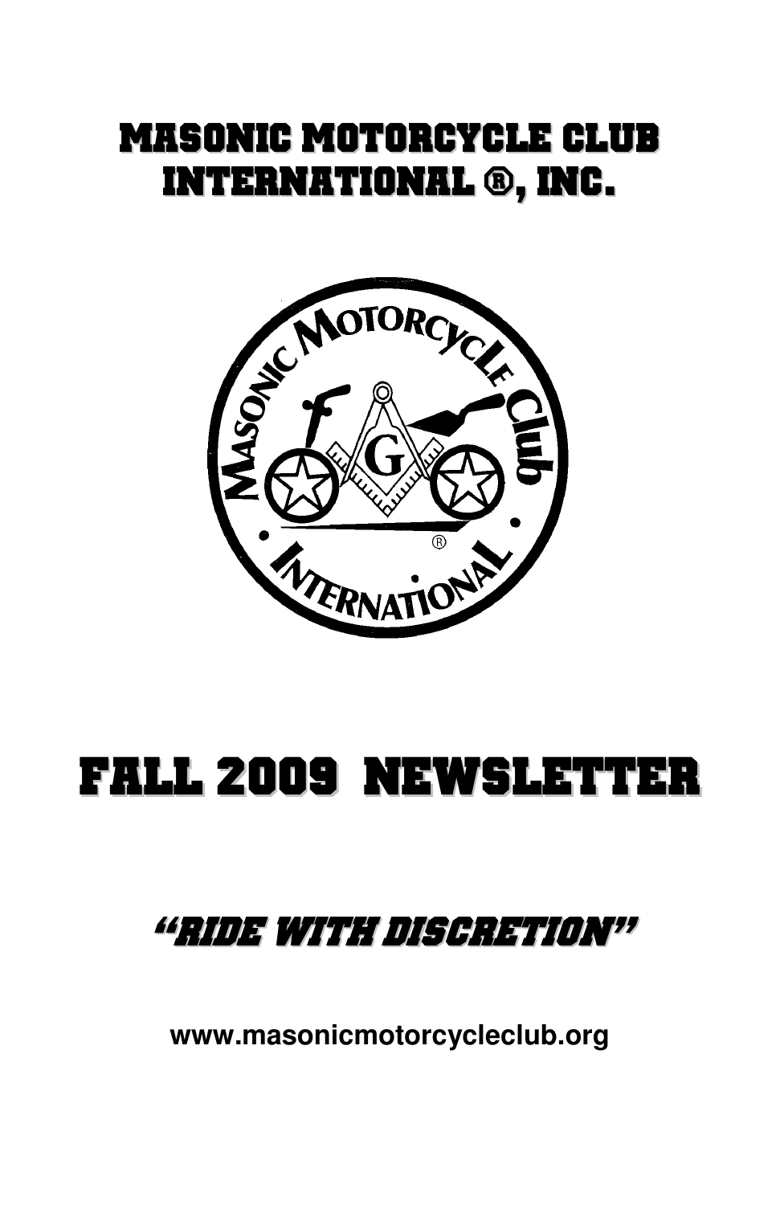# MASONIC MOTORCYCLE CLUB INTERNATIONAL ®, INC.

# FALL 2009 NEWSLETTER

## "RIDE WITH DISCRETION"

**www.masonicmotorcycleclub.org**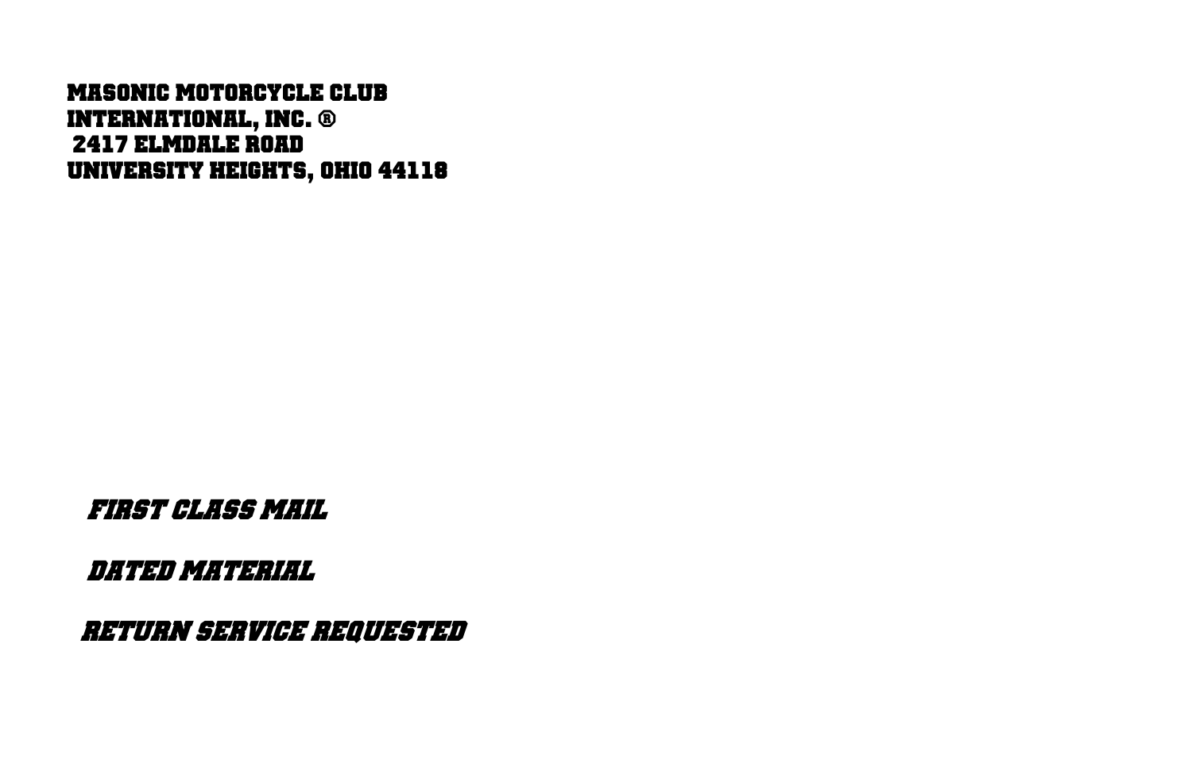**MASONIC MOTORCYCLE CLUB**
**INTERNATIONAL, INC. ®**
**2417 ELMDALE ROAD**
**UNIVERSITY HEIGHTS, OHIO 44118**

***FIRST CLASS MAIL***

***DATED MATERIAL***

***RETURN SERVICE REQUESTED***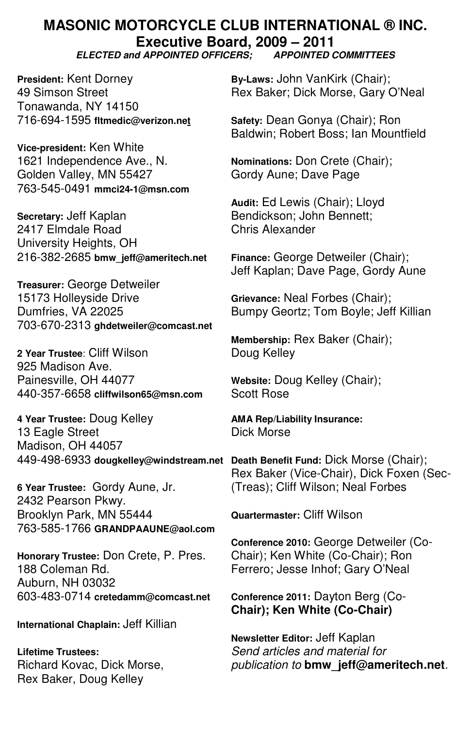# MASONIC MOTORCYCLE CLUB INTERNATIONAL ® INC.

## Executive Board, 2009 – 2011

***ELECTED and APPOINTED OFFICERS; APPOINTED COMMITTEES***

**President:** Kent Dorney
49 Simson Street
Tonawanda, NY 14150
716-694-1595 **fltmedic@verizon.net**

**Vice-president:** Ken White
1621 Independence Ave., N.
Golden Valley, MN 55427
763-545-0491 **mmci24-1@msn.com**

**Secretary:** Jeff Kaplan
2417 Elmdale Road
University Heights, OH
216-382-2685 **bmw_jeff@ameritech.net**

**Treasurer:** George Detweiler
15173 Holleyside Drive
Dumfries, VA 22025
703-670-2313 **ghdetweiler@comcast.net**

**2 Year Trustee**: Cliff Wilson
925 Madison Ave.
Painesville, OH 44077
440-357-6658 **cliffwilson65@msn.com**

**4 Year Trustee:** Doug Kelley
13 Eagle Street
Madison, OH 44057
449-498-6933 **dougkelley@windstream.net**

**6 Year Trustee:** Gordy Aune, Jr.
2432 Pearson Pkwy.
Brooklyn Park, MN 55444
763-585-1766 **GRANDPAAUNE@aol.com**

**Honorary Trustee:** Don Crete, P. Pres.
188 Coleman Rd.
Auburn, NH 03032
603-483-0714 **cretedamm@comcast.net**

**International Chaplain:** Jeff Killian

**Lifetime Trustees:**
Richard Kovac, Dick Morse, Rex Baker, Doug Kelley

**By-Laws:** John VanKirk (Chair); Rex Baker; Dick Morse, Gary O'Neal

**Safety:** Dean Gonya (Chair); Ron Baldwin; Robert Boss; Ian Mountfield

**Nominations:** Don Crete (Chair); Gordy Aune; Dave Page

**Audit:** Ed Lewis (Chair); Lloyd Bendickson; John Bennett; Chris Alexander

**Finance:** George Detweiler (Chair); Jeff Kaplan; Dave Page, Gordy Aune

**Grievance:** Neal Forbes (Chair); Bumpy Geortz; Tom Boyle; Jeff Killian

**Membership:** Rex Baker (Chair); Doug Kelley

**Website:** Doug Kelley (Chair); Scott Rose

**AMA Rep/Liability Insurance:**
Dick Morse

**Death Benefit Fund:** Dick Morse (Chair); Rex Baker (Vice-Chair), Dick Foxen (Sec-(Treas); Cliff Wilson; Neal Forbes

**Quartermaster:** Cliff Wilson

**Conference 2010:** George Detweiler (Co-Chair); Ken White (Co-Chair); Ron Ferrero; Jesse Inhof; Gary O'Neal

**Conference 2011:** Dayton Berg (Co-**Chair); Ken White (Co-Chair)**

**Newsletter Editor:** Jeff Kaplan
*Send articles and material for publication to* **bmw_jeff@ameritech.net**.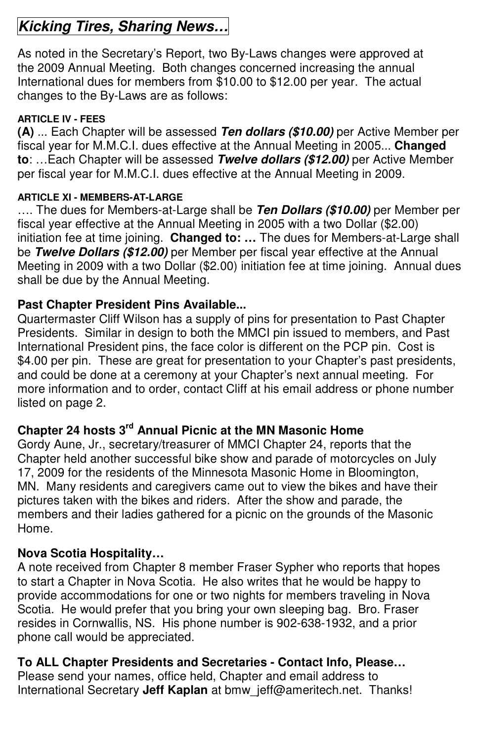## *Kicking Tires, Sharing News…*

As noted in the Secretary's Report, two By-Laws changes were approved at the 2009 Annual Meeting. Both changes concerned increasing the annual International dues for members from $10.00 to $12.00 per year. The actual changes to the By-Laws are as follows:

**ARTICLE IV - FEES**

**(A)** ... Each Chapter will be assessed ***Ten dollars ($10.00)*** per Active Member per fiscal year for M.M.C.I. dues effective at the Annual Meeting in 2005... **Changed to**: …Each Chapter will be assessed ***Twelve dollars ($12.00)*** per Active Member per fiscal year for M.M.C.I. dues effective at the Annual Meeting in 2009.

**ARTICLE XI - MEMBERS-AT-LARGE**

…. The dues for Members-at-Large shall be ***Ten Dollars ($10.00)*** per Member per fiscal year effective at the Annual Meeting in 2005 with a two Dollar ($2.00) initiation fee at time joining. **Changed to: …** The dues for Members-at-Large shall be ***Twelve Dollars ($12.00)*** per Member per fiscal year effective at the Annual Meeting in 2009 with a two Dollar ($2.00) initiation fee at time joining. Annual dues shall be due by the Annual Meeting.

### Past Chapter President Pins Available...

Quartermaster Cliff Wilson has a supply of pins for presentation to Past Chapter Presidents. Similar in design to both the MMCI pin issued to members, and Past International President pins, the face color is different on the PCP pin. Cost is $4.00 per pin. These are great for presentation to your Chapter's past presidents, and could be done at a ceremony at your Chapter's next annual meeting. For more information and to order, contact Cliff at his email address or phone number listed on page 2.

### Chapter 24 hosts 3rd Annual Picnic at the MN Masonic Home

Gordy Aune, Jr., secretary/treasurer of MMCI Chapter 24, reports that the Chapter held another successful bike show and parade of motorcycles on July 17, 2009 for the residents of the Minnesota Masonic Home in Bloomington, MN. Many residents and caregivers came out to view the bikes and have their pictures taken with the bikes and riders. After the show and parade, the members and their ladies gathered for a picnic on the grounds of the Masonic Home.

### Nova Scotia Hospitality…

A note received from Chapter 8 member Fraser Sypher who reports that hopes to start a Chapter in Nova Scotia. He also writes that he would be happy to provide accommodations for one or two nights for members traveling in Nova Scotia. He would prefer that you bring your own sleeping bag. Bro. Fraser resides in Cornwallis, NS. His phone number is 902-638-1932, and a prior phone call would be appreciated.

### To ALL Chapter Presidents and Secretaries - Contact Info, Please…

Please send your names, office held, Chapter and email address to International Secretary **Jeff Kaplan** at bmw_jeff@ameritech.net. Thanks!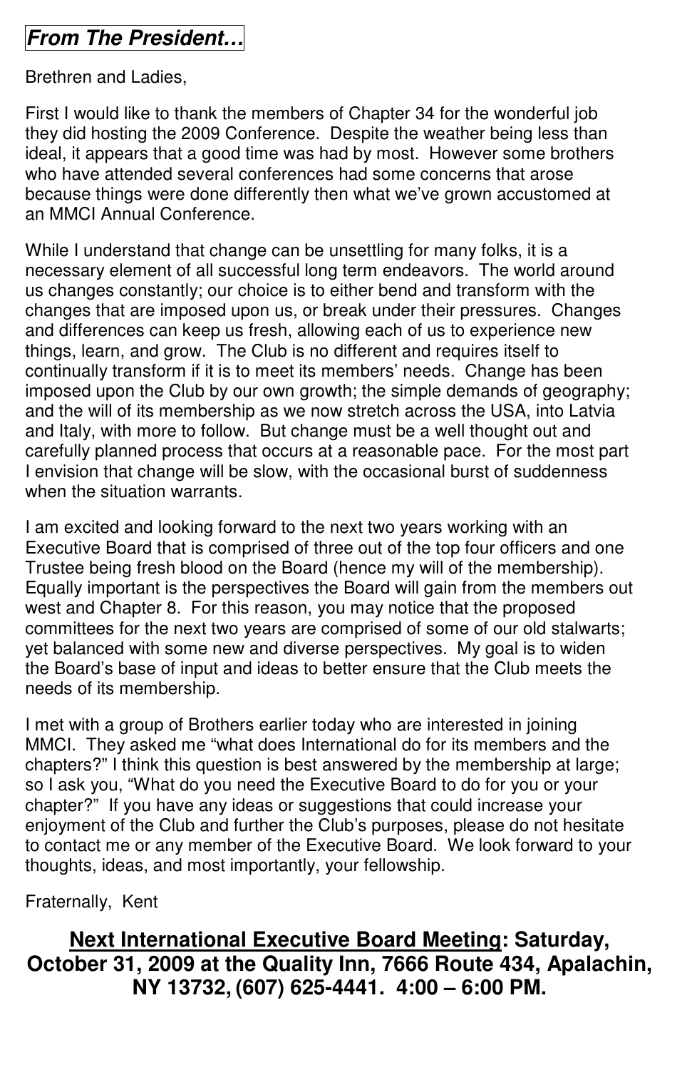## ***From The President…***

Brethren and Ladies,

First I would like to thank the members of Chapter 34 for the wonderful job they did hosting the 2009 Conference. Despite the weather being less than ideal, it appears that a good time was had by most. However some brothers who have attended several conferences had some concerns that arose because things were done differently then what we've grown accustomed at an MMCI Annual Conference.

While I understand that change can be unsettling for many folks, it is a necessary element of all successful long term endeavors. The world around us changes constantly; our choice is to either bend and transform with the changes that are imposed upon us, or break under their pressures. Changes and differences can keep us fresh, allowing each of us to experience new things, learn, and grow. The Club is no different and requires itself to continually transform if it is to meet its members' needs. Change has been imposed upon the Club by our own growth; the simple demands of geography; and the will of its membership as we now stretch across the USA, into Latvia and Italy, with more to follow. But change must be a well thought out and carefully planned process that occurs at a reasonable pace. For the most part I envision that change will be slow, with the occasional burst of suddenness when the situation warrants.

I am excited and looking forward to the next two years working with an Executive Board that is comprised of three out of the top four officers and one Trustee being fresh blood on the Board (hence my will of the membership). Equally important is the perspectives the Board will gain from the members out west and Chapter 8. For this reason, you may notice that the proposed committees for the next two years are comprised of some of our old stalwarts; yet balanced with some new and diverse perspectives. My goal is to widen the Board's base of input and ideas to better ensure that the Club meets the needs of its membership.

I met with a group of Brothers earlier today who are interested in joining MMCI. They asked me "what does International do for its members and the chapters?" I think this question is best answered by the membership at large; so I ask you, "What do you need the Executive Board to do for you or your chapter?" If you have any ideas or suggestions that could increase your enjoyment of the Club and further the Club's purposes, please do not hesitate to contact me or any member of the Executive Board. We look forward to your thoughts, ideas, and most importantly, your fellowship.

Fraternally, Kent

**Next International Executive Board Meeting: Saturday, October 31, 2009 at the Quality Inn, 7666 Route 434, Apalachin, NY 13732, (607) 625-4441. 4:00 – 6:00 PM.**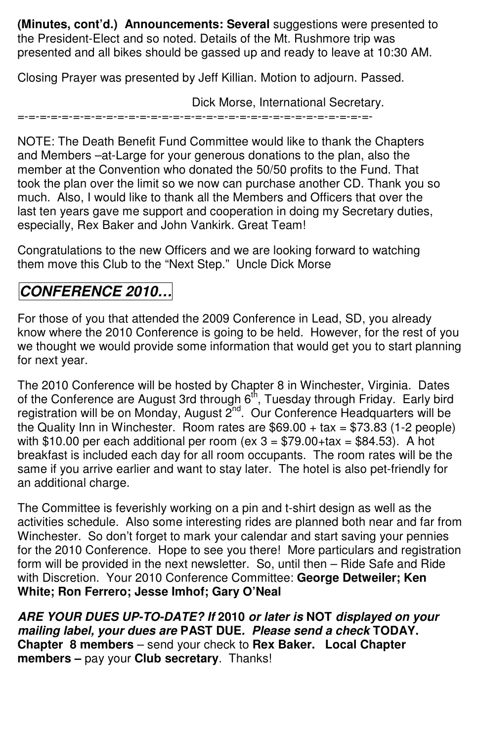**(Minutes, cont'd.) Announcements: Several** suggestions were presented to the President-Elect and so noted. Details of the Mt. Rushmore trip was presented and all bikes should be gassed up and ready to leave at 10:30 AM.

Closing Prayer was presented by Jeff Killian. Motion to adjourn. Passed.

Dick Morse, International Secretary.

=-=-=-=-=-=-=-=-=-=-=-=-=-=-=-=-=-=-=-=-=-=-=-=-=-=-=-=-=-=-=-=-=-=-=-

NOTE: The Death Benefit Fund Committee would like to thank the Chapters and Members –at-Large for your generous donations to the plan, also the member at the Convention who donated the 50/50 profits to the Fund. That took the plan over the limit so we now can purchase another CD. Thank you so much. Also, I would like to thank all the Members and Officers that over the last ten years gave me support and cooperation in doing my Secretary duties, especially, Rex Baker and John Vankirk. Great Team!

Congratulations to the new Officers and we are looking forward to watching them move this Club to the "Next Step." Uncle Dick Morse

## *CONFERENCE 2010…*

For those of you that attended the 2009 Conference in Lead, SD, you already know where the 2010 Conference is going to be held. However, for the rest of you we thought we would provide some information that would get you to start planning for next year.

The 2010 Conference will be hosted by Chapter 8 in Winchester, Virginia. Dates of the Conference are August 3rd through 6th, Tuesday through Friday. Early bird registration will be on Monday, August 2nd. Our Conference Headquarters will be the Quality Inn in Winchester. Room rates are $69.00 + tax = $73.83 (1-2 people) with $10.00 per each additional per room (ex 3 = $79.00+tax = $84.53). A hot breakfast is included each day for all room occupants. The room rates will be the same if you arrive earlier and want to stay later. The hotel is also pet-friendly for an additional charge.

The Committee is feverishly working on a pin and t-shirt design as well as the activities schedule. Also some interesting rides are planned both near and far from Winchester. So don't forget to mark your calendar and start saving your pennies for the 2010 Conference. Hope to see you there! More particulars and registration form will be provided in the next newsletter. So, until then – Ride Safe and Ride with Discretion. Your 2010 Conference Committee: **George Detweiler; Ken White; Ron Ferrero; Jesse Imhof; Gary O'Neal**

***ARE YOUR DUES UP-TO-DATE? If* 2010 *or later is* NOT *displayed on your mailing label, your dues are* PAST DUE*. Please send a check* TODAY. Chapter 8 members** – send your check to **Rex Baker. Local Chapter members –** pay your **Club secretary**. Thanks!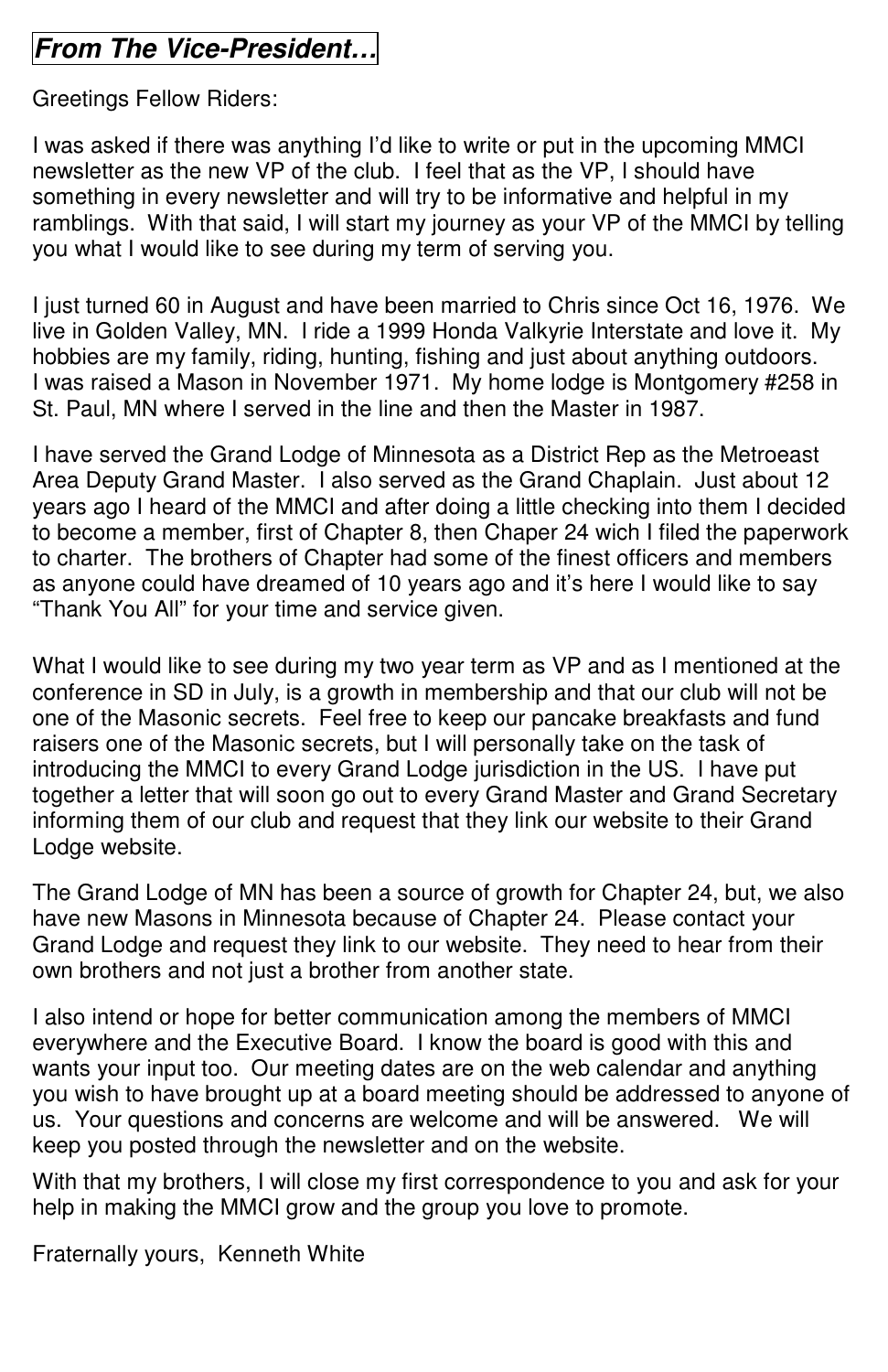## *From The Vice-President…*

Greetings Fellow Riders:

I was asked if there was anything I'd like to write or put in the upcoming MMCI newsletter as the new VP of the club. I feel that as the VP, I should have something in every newsletter and will try to be informative and helpful in my ramblings. With that said, I will start my journey as your VP of the MMCI by telling you what I would like to see during my term of serving you.

I just turned 60 in August and have been married to Chris since Oct 16, 1976. We live in Golden Valley, MN. I ride a 1999 Honda Valkyrie Interstate and love it. My hobbies are my family, riding, hunting, fishing and just about anything outdoors. I was raised a Mason in November 1971. My home lodge is Montgomery #258 in St. Paul, MN where I served in the line and then the Master in 1987.

I have served the Grand Lodge of Minnesota as a District Rep as the Metroeast Area Deputy Grand Master. I also served as the Grand Chaplain. Just about 12 years ago I heard of the MMCI and after doing a little checking into them I decided to become a member, first of Chapter 8, then Chaper 24 wich I filed the paperwork to charter. The brothers of Chapter had some of the finest officers and members as anyone could have dreamed of 10 years ago and it's here I would like to say "Thank You All" for your time and service given.

What I would like to see during my two year term as VP and as I mentioned at the conference in SD in July, is a growth in membership and that our club will not be one of the Masonic secrets. Feel free to keep our pancake breakfasts and fund raisers one of the Masonic secrets, but I will personally take on the task of introducing the MMCI to every Grand Lodge jurisdiction in the US. I have put together a letter that will soon go out to every Grand Master and Grand Secretary informing them of our club and request that they link our website to their Grand Lodge website.

The Grand Lodge of MN has been a source of growth for Chapter 24, but, we also have new Masons in Minnesota because of Chapter 24. Please contact your Grand Lodge and request they link to our website. They need to hear from their own brothers and not just a brother from another state.

I also intend or hope for better communication among the members of MMCI everywhere and the Executive Board. I know the board is good with this and wants your input too. Our meeting dates are on the web calendar and anything you wish to have brought up at a board meeting should be addressed to anyone of us. Your questions and concerns are welcome and will be answered. We will keep you posted through the newsletter and on the website.

With that my brothers, I will close my first correspondence to you and ask for your help in making the MMCI grow and the group you love to promote.

Fraternally yours, Kenneth White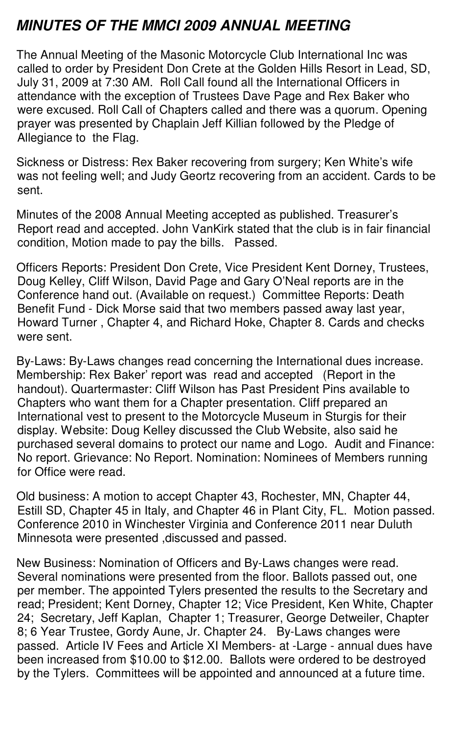## *MINUTES OF THE MMCI 2009 ANNUAL MEETING*

The Annual Meeting of the Masonic Motorcycle Club International Inc was called to order by President Don Crete at the Golden Hills Resort in Lead, SD, July 31, 2009 at 7:30 AM. Roll Call found all the International Officers in attendance with the exception of Trustees Dave Page and Rex Baker who were excused. Roll Call of Chapters called and there was a quorum. Opening prayer was presented by Chaplain Jeff Killian followed by the Pledge of Allegiance to the Flag.

Sickness or Distress: Rex Baker recovering from surgery; Ken White's wife was not feeling well; and Judy Geortz recovering from an accident. Cards to be sent.

Minutes of the 2008 Annual Meeting accepted as published. Treasurer's Report read and accepted. John VanKirk stated that the club is in fair financial condition, Motion made to pay the bills. Passed.

Officers Reports: President Don Crete, Vice President Kent Dorney, Trustees, Doug Kelley, Cliff Wilson, David Page and Gary O'Neal reports are in the Conference hand out. (Available on request.) Committee Reports: Death Benefit Fund - Dick Morse said that two members passed away last year, Howard Turner , Chapter 4, and Richard Hoke, Chapter 8. Cards and checks were sent.

By-Laws: By-Laws changes read concerning the International dues increase. Membership: Rex Baker' report was read and accepted (Report in the handout). Quartermaster: Cliff Wilson has Past President Pins available to Chapters who want them for a Chapter presentation. Cliff prepared an International vest to present to the Motorcycle Museum in Sturgis for their display. Website: Doug Kelley discussed the Club Website, also said he purchased several domains to protect our name and Logo. Audit and Finance: No report. Grievance: No Report. Nomination: Nominees of Members running for Office were read.

Old business: A motion to accept Chapter 43, Rochester, MN, Chapter 44, Estill SD, Chapter 45 in Italy, and Chapter 46 in Plant City, FL. Motion passed. Conference 2010 in Winchester Virginia and Conference 2011 near Duluth Minnesota were presented ,discussed and passed.

New Business: Nomination of Officers and By-Laws changes were read. Several nominations were presented from the floor. Ballots passed out, one per member. The appointed Tylers presented the results to the Secretary and read; President; Kent Dorney, Chapter 12; Vice President, Ken White, Chapter 24; Secretary, Jeff Kaplan, Chapter 1; Treasurer, George Detweiler, Chapter 8; 6 Year Trustee, Gordy Aune, Jr. Chapter 24. By-Laws changes were passed. Article IV Fees and Article XI Members- at -Large - annual dues have been increased from $10.00 to $12.00. Ballots were ordered to be destroyed by the Tylers. Committees will be appointed and announced at a future time.